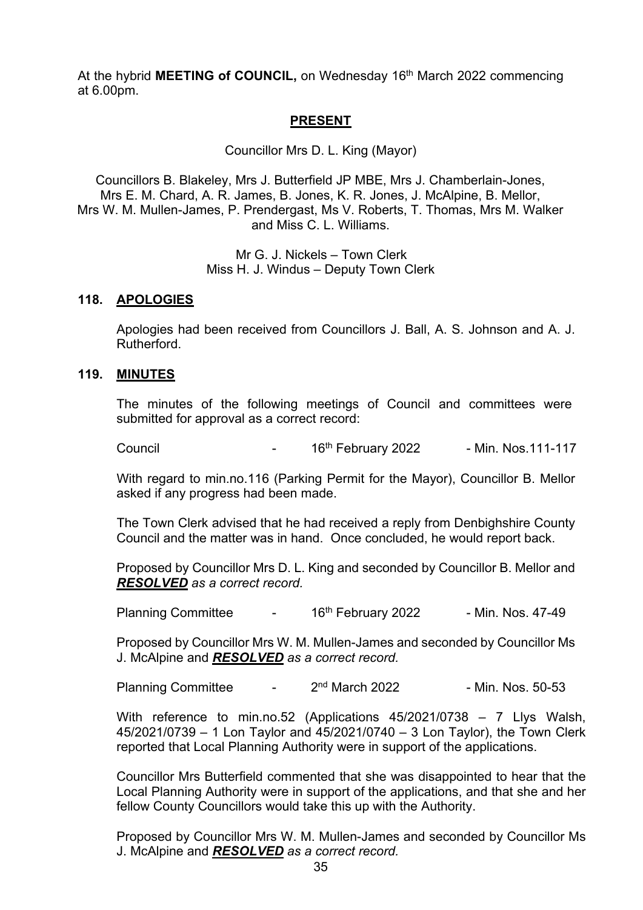At the hybrid **MEETING of COUNCIL,** on Wednesday 16th March 2022 commencing at 6.00pm.

## PRESENT

Councillor Mrs D. L. King (Mayor)

Councillors B. Blakeley, Mrs J. Butterfield JP MBE, Mrs J. Chamberlain-Jones, Mrs E. M. Chard, A. R. James, B. Jones, K. R. Jones, J. McAlpine, B. Mellor, Mrs W. M. Mullen-James, P. Prendergast, Ms V. Roberts, T. Thomas, Mrs M. Walker and Miss C. L. Williams.

Mr G. J. Nickels – Town Clerk
Miss H. J. Windus – Deputy Town Clerk

### 118. APOLOGIES

Apologies had been received from Councillors J. Ball, A. S. Johnson and A. J. Rutherford.

### 119. MINUTES

The minutes of the following meetings of Council and committees were submitted for approval as a correct record:

Council - 16th February 2022 - Min. Nos.111-117

With regard to min.no.116 (Parking Permit for the Mayor), Councillor B. Mellor asked if any progress had been made.

The Town Clerk advised that he had received a reply from Denbighshire County Council and the matter was in hand. Once concluded, he would report back.

Proposed by Councillor Mrs D. L. King and seconded by Councillor B. Mellor and ***RESOLVED*** *as a correct record.*

Planning Committee - 16th February 2022 - Min. Nos. 47-49

Proposed by Councillor Mrs W. M. Mullen-James and seconded by Councillor Ms J. McAlpine and ***RESOLVED*** *as a correct record.*

Planning Committee - 2nd March 2022 - Min. Nos. 50-53

With reference to min.no.52 (Applications 45/2021/0738 – 7 Llys Walsh, 45/2021/0739 – 1 Lon Taylor and 45/2021/0740 – 3 Lon Taylor), the Town Clerk reported that Local Planning Authority were in support of the applications.

Councillor Mrs Butterfield commented that she was disappointed to hear that the Local Planning Authority were in support of the applications, and that she and her fellow County Councillors would take this up with the Authority.

Proposed by Councillor Mrs W. M. Mullen-James and seconded by Councillor Ms J. McAlpine and ***RESOLVED*** *as a correct record.*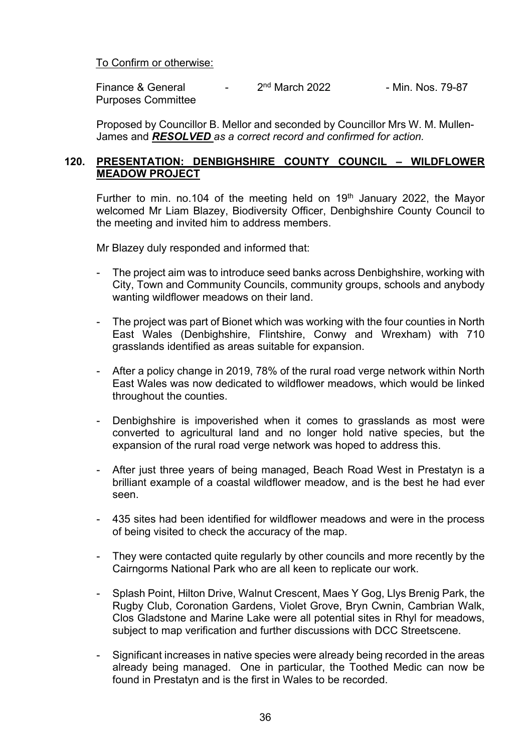To Confirm or otherwise:

| | | | |
|---|---|---|---|
| Finance & General Purposes Committee | - | 2nd March 2022 | - Min. Nos. 79-87 |

Proposed by Councillor B. Mellor and seconded by Councillor Mrs W. M. Mullen-James and ***RESOLVED*** *as a correct record and confirmed for action.*

## 120. PRESENTATION: DENBIGHSHIRE COUNTY COUNCIL – WILDFLOWER MEADOW PROJECT

Further to min. no.104 of the meeting held on 19th January 2022, the Mayor welcomed Mr Liam Blazey, Biodiversity Officer, Denbighshire County Council to the meeting and invited him to address members.

Mr Blazey duly responded and informed that:

- The project aim was to introduce seed banks across Denbighshire, working with City, Town and Community Councils, community groups, schools and anybody wanting wildflower meadows on their land.
- The project was part of Bionet which was working with the four counties in North East Wales (Denbighshire, Flintshire, Conwy and Wrexham) with 710 grasslands identified as areas suitable for expansion.
- After a policy change in 2019, 78% of the rural road verge network within North East Wales was now dedicated to wildflower meadows, which would be linked throughout the counties.
- Denbighshire is impoverished when it comes to grasslands as most were converted to agricultural land and no longer hold native species, but the expansion of the rural road verge network was hoped to address this.
- After just three years of being managed, Beach Road West in Prestatyn is a brilliant example of a coastal wildflower meadow, and is the best he had ever seen.
- 435 sites had been identified for wildflower meadows and were in the process of being visited to check the accuracy of the map.
- They were contacted quite regularly by other councils and more recently by the Cairngorms National Park who are all keen to replicate our work.
- Splash Point, Hilton Drive, Walnut Crescent, Maes Y Gog, Llys Brenig Park, the Rugby Club, Coronation Gardens, Violet Grove, Bryn Cwnin, Cambrian Walk, Clos Gladstone and Marine Lake were all potential sites in Rhyl for meadows, subject to map verification and further discussions with DCC Streetscene.
- Significant increases in native species were already being recorded in the areas already being managed. One in particular, the Toothed Medic can now be found in Prestatyn and is the first in Wales to be recorded.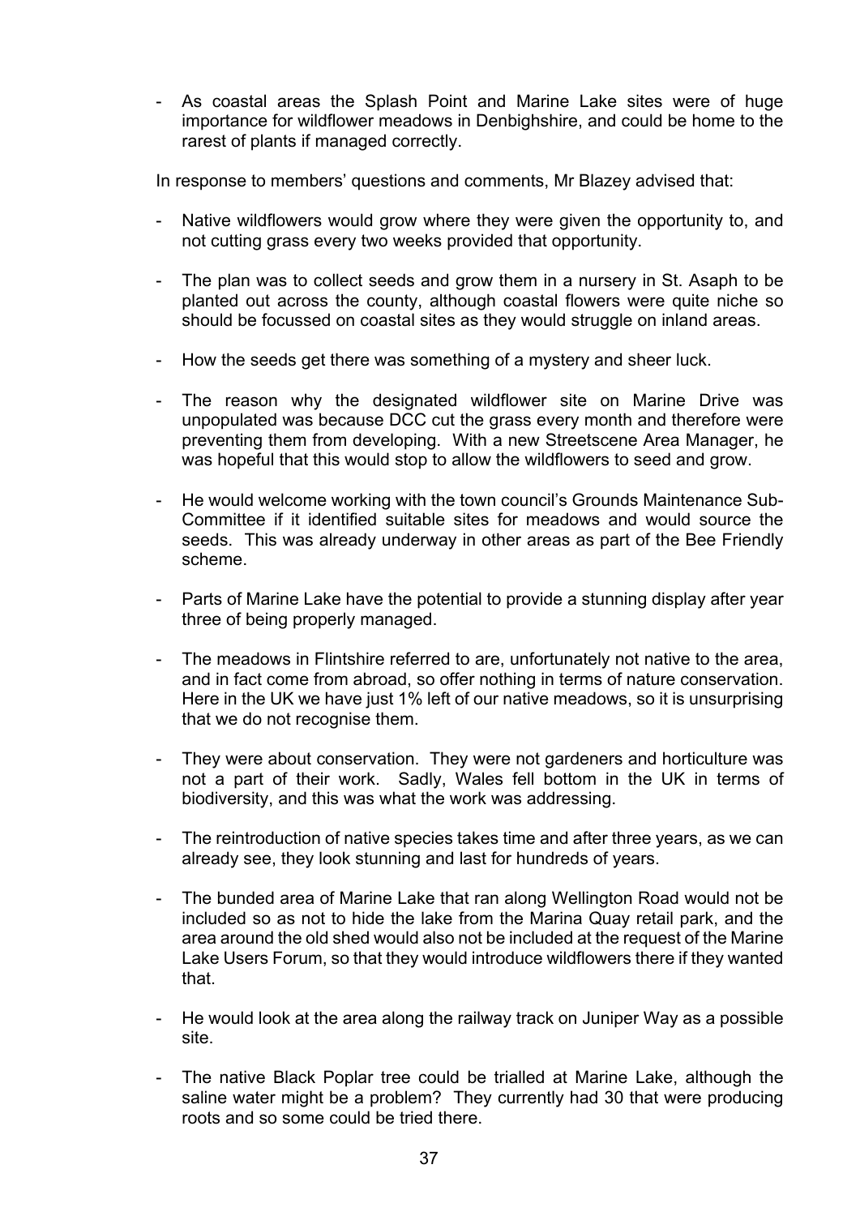- As coastal areas the Splash Point and Marine Lake sites were of huge importance for wildflower meadows in Denbighshire, and could be home to the rarest of plants if managed correctly.

In response to members' questions and comments, Mr Blazey advised that:

- Native wildflowers would grow where they were given the opportunity to, and not cutting grass every two weeks provided that opportunity.

- The plan was to collect seeds and grow them in a nursery in St. Asaph to be planted out across the county, although coastal flowers were quite niche so should be focussed on coastal sites as they would struggle on inland areas.

- How the seeds get there was something of a mystery and sheer luck.

- The reason why the designated wildflower site on Marine Drive was unpopulated was because DCC cut the grass every month and therefore were preventing them from developing. With a new Streetscene Area Manager, he was hopeful that this would stop to allow the wildflowers to seed and grow.

- He would welcome working with the town council's Grounds Maintenance Sub-Committee if it identified suitable sites for meadows and would source the seeds. This was already underway in other areas as part of the Bee Friendly scheme.

- Parts of Marine Lake have the potential to provide a stunning display after year three of being properly managed.

- The meadows in Flintshire referred to are, unfortunately not native to the area, and in fact come from abroad, so offer nothing in terms of nature conservation. Here in the UK we have just 1% left of our native meadows, so it is unsurprising that we do not recognise them.

- They were about conservation. They were not gardeners and horticulture was not a part of their work. Sadly, Wales fell bottom in the UK in terms of biodiversity, and this was what the work was addressing.

- The reintroduction of native species takes time and after three years, as we can already see, they look stunning and last for hundreds of years.

- The bunded area of Marine Lake that ran along Wellington Road would not be included so as not to hide the lake from the Marina Quay retail park, and the area around the old shed would also not be included at the request of the Marine Lake Users Forum, so that they would introduce wildflowers there if they wanted that.

- He would look at the area along the railway track on Juniper Way as a possible site.

- The native Black Poplar tree could be trialled at Marine Lake, although the saline water might be a problem? They currently had 30 that were producing roots and so some could be tried there.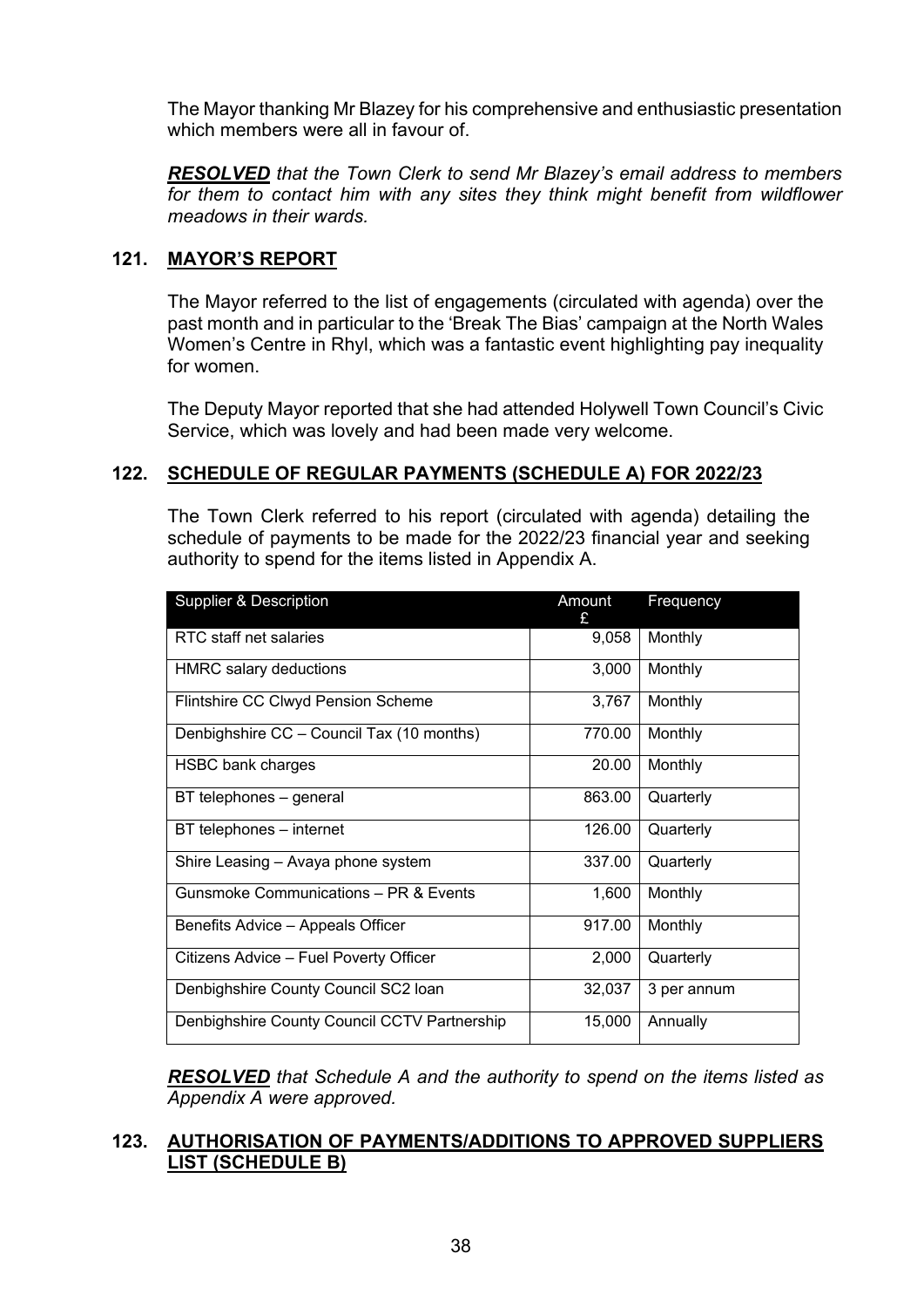The Mayor thanking Mr Blazey for his comprehensive and enthusiastic presentation which members were all in favour of.

***RESOLVED*** *that the Town Clerk to send Mr Blazey's email address to members for them to contact him with any sites they think might benefit from wildflower meadows in their wards.*

## 121. MAYOR'S REPORT

The Mayor referred to the list of engagements (circulated with agenda) over the past month and in particular to the 'Break The Bias' campaign at the North Wales Women's Centre in Rhyl, which was a fantastic event highlighting pay inequality for women.

The Deputy Mayor reported that she had attended Holywell Town Council's Civic Service, which was lovely and had been made very welcome.

## 122. SCHEDULE OF REGULAR PAYMENTS (SCHEDULE A) FOR 2022/23

The Town Clerk referred to his report (circulated with agenda) detailing the schedule of payments to be made for the 2022/23 financial year and seeking authority to spend for the items listed in Appendix A.

| Supplier & Description | Amount £ | Frequency |
|---|---:|---|
| RTC staff net salaries | 9,058 | Monthly |
| HMRC salary deductions | 3,000 | Monthly |
| Flintshire CC Clwyd Pension Scheme | 3,767 | Monthly |
| Denbighshire CC – Council Tax (10 months) | 770.00 | Monthly |
| HSBC bank charges | 20.00 | Monthly |
| BT telephones – general | 863.00 | Quarterly |
| BT telephones – internet | 126.00 | Quarterly |
| Shire Leasing – Avaya phone system | 337.00 | Quarterly |
| Gunsmoke Communications – PR & Events | 1,600 | Monthly |
| Benefits Advice – Appeals Officer | 917.00 | Monthly |
| Citizens Advice – Fuel Poverty Officer | 2,000 | Quarterly |
| Denbighshire County Council SC2 loan | 32,037 | 3 per annum |
| Denbighshire County Council CCTV Partnership | 15,000 | Annually |

***RESOLVED*** *that Schedule A and the authority to spend on the items listed as Appendix A were approved.*

## 123. AUTHORISATION OF PAYMENTS/ADDITIONS TO APPROVED SUPPLIERS LIST (SCHEDULE B)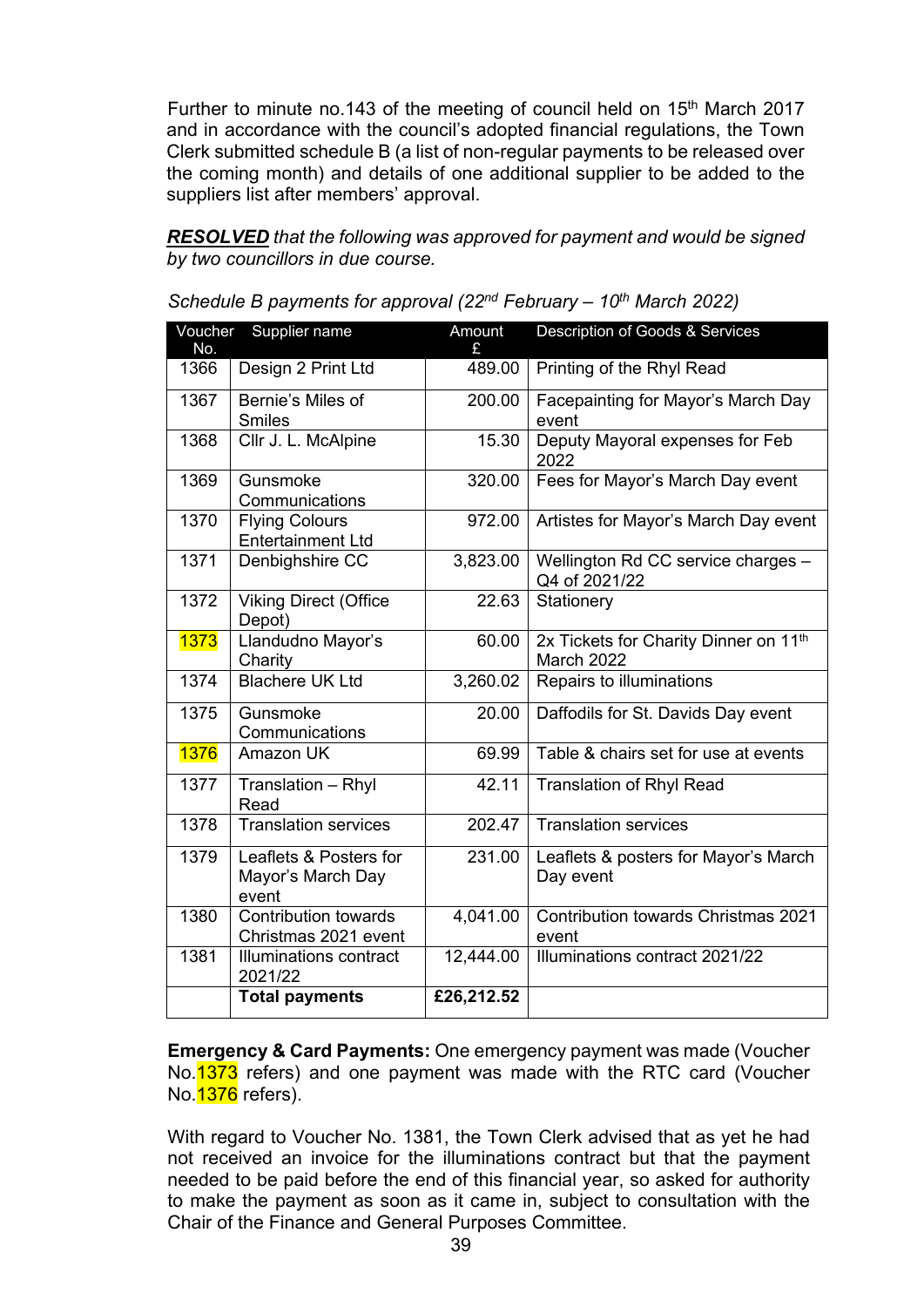Further to minute no.143 of the meeting of council held on 15th March 2017 and in accordance with the council's adopted financial regulations, the Town Clerk submitted schedule B (a list of non-regular payments to be released over the coming month) and details of one additional supplier to be added to the suppliers list after members' approval.

***RESOLVED*** *that the following was approved for payment and would be signed by two councillors in due course.*

*Schedule B payments for approval (22nd February – 10th March 2022)*

| Voucher No. | Supplier name | Amount £ | Description of Goods & Services |
|---|---|---|---|
| 1366 | Design 2 Print Ltd | 489.00 | Printing of the Rhyl Read |
| 1367 | Bernie's Miles of Smiles | 200.00 | Facepainting for Mayor's March Day event |
| 1368 | Cllr J. L. McAlpine | 15.30 | Deputy Mayoral expenses for Feb 2022 |
| 1369 | Gunsmoke Communications | 320.00 | Fees for Mayor's March Day event |
| 1370 | Flying Colours Entertainment Ltd | 972.00 | Artistes for Mayor's March Day event |
| 1371 | Denbighshire CC | 3,823.00 | Wellington Rd CC service charges – Q4 of 2021/22 |
| 1372 | Viking Direct (Office Depot) | 22.63 | Stationery |
| 1373 | Llandudno Mayor's Charity | 60.00 | 2x Tickets for Charity Dinner on 11th March 2022 |
| 1374 | Blachere UK Ltd | 3,260.02 | Repairs to illuminations |
| 1375 | Gunsmoke Communications | 20.00 | Daffodils for St. Davids Day event |
| 1376 | Amazon UK | 69.99 | Table & chairs set for use at events |
| 1377 | Translation – Rhyl Read | 42.11 | Translation of Rhyl Read |
| 1378 | Translation services | 202.47 | Translation services |
| 1379 | Leaflets & Posters for Mayor's March Day event | 231.00 | Leaflets & posters for Mayor's March Day event |
| 1380 | Contribution towards Christmas 2021 event | 4,041.00 | Contribution towards Christmas 2021 event |
| 1381 | Illuminations contract 2021/22 | 12,444.00 | Illuminations contract 2021/22 |
| | **Total payments** | **£26,212.52** | |

**Emergency & Card Payments:** One emergency payment was made (Voucher No.1373 refers) and one payment was made with the RTC card (Voucher No.1376 refers).

With regard to Voucher No. 1381, the Town Clerk advised that as yet he had not received an invoice for the illuminations contract but that the payment needed to be paid before the end of this financial year, so asked for authority to make the payment as soon as it came in, subject to consultation with the Chair of the Finance and General Purposes Committee.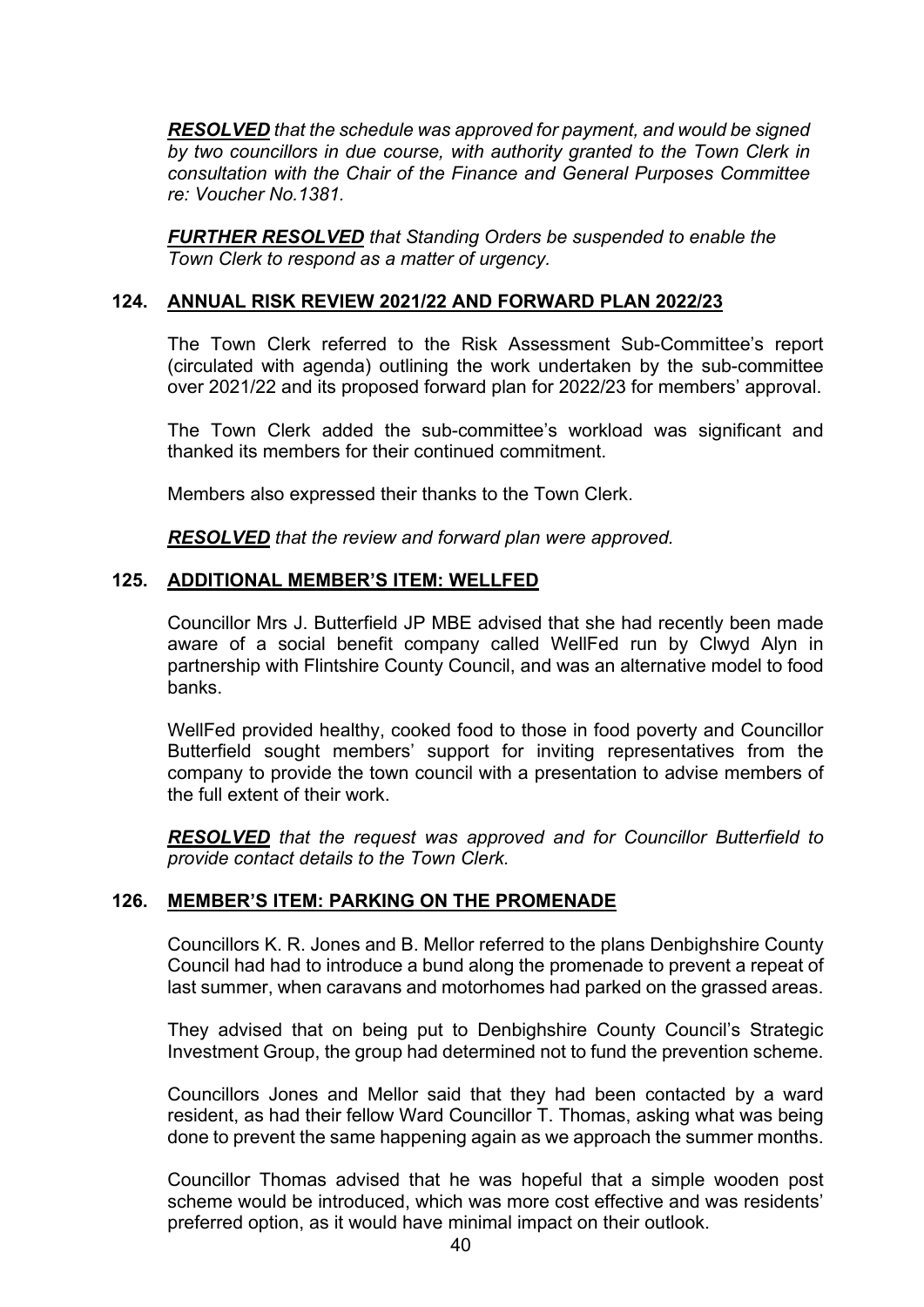***RESOLVED*** *that the schedule was approved for payment, and would be signed by two councillors in due course, with authority granted to the Town Clerk in consultation with the Chair of the Finance and General Purposes Committee re: Voucher No.1381.*

***FURTHER RESOLVED*** *that Standing Orders be suspended to enable the Town Clerk to respond as a matter of urgency.*

## 124. ANNUAL RISK REVIEW 2021/22 AND FORWARD PLAN 2022/23

The Town Clerk referred to the Risk Assessment Sub-Committee's report (circulated with agenda) outlining the work undertaken by the sub-committee over 2021/22 and its proposed forward plan for 2022/23 for members' approval.

The Town Clerk added the sub-committee's workload was significant and thanked its members for their continued commitment.

Members also expressed their thanks to the Town Clerk.

***RESOLVED*** *that the review and forward plan were approved.*

## 125. ADDITIONAL MEMBER'S ITEM: WELLFED

Councillor Mrs J. Butterfield JP MBE advised that she had recently been made aware of a social benefit company called WellFed run by Clwyd Alyn in partnership with Flintshire County Council, and was an alternative model to food banks.

WellFed provided healthy, cooked food to those in food poverty and Councillor Butterfield sought members' support for inviting representatives from the company to provide the town council with a presentation to advise members of the full extent of their work.

***RESOLVED*** *that the request was approved and for Councillor Butterfield to provide contact details to the Town Clerk.*

## 126. MEMBER'S ITEM: PARKING ON THE PROMENADE

Councillors K. R. Jones and B. Mellor referred to the plans Denbighshire County Council had had to introduce a bund along the promenade to prevent a repeat of last summer, when caravans and motorhomes had parked on the grassed areas.

They advised that on being put to Denbighshire County Council's Strategic Investment Group, the group had determined not to fund the prevention scheme.

Councillors Jones and Mellor said that they had been contacted by a ward resident, as had their fellow Ward Councillor T. Thomas, asking what was being done to prevent the same happening again as we approach the summer months.

Councillor Thomas advised that he was hopeful that a simple wooden post scheme would be introduced, which was more cost effective and was residents' preferred option, as it would have minimal impact on their outlook.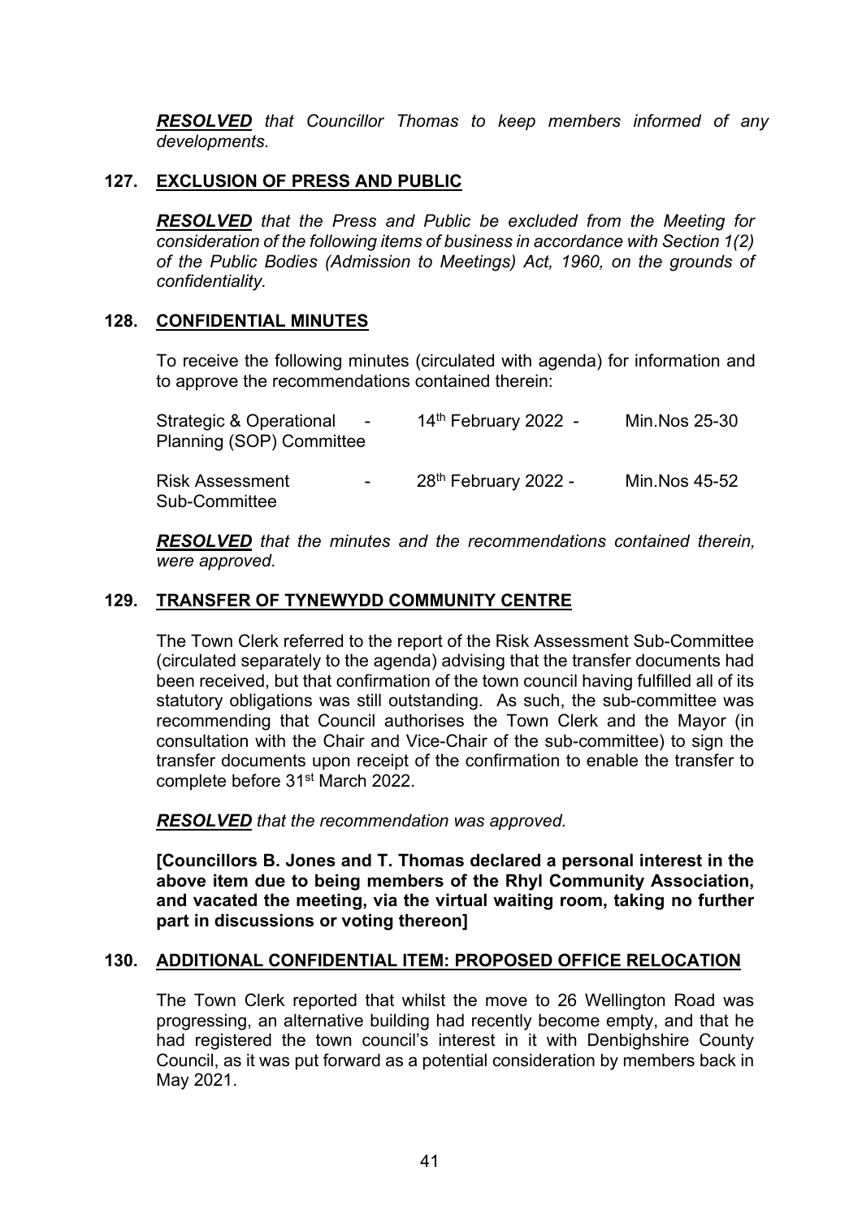***RESOLVED*** *that Councillor Thomas to keep members informed of any developments.*

## 127. EXCLUSION OF PRESS AND PUBLIC

***RESOLVED*** *that the Press and Public be excluded from the Meeting for consideration of the following items of business in accordance with Section 1(2) of the Public Bodies (Admission to Meetings) Act, 1960, on the grounds of confidentiality.*

## 128. CONFIDENTIAL MINUTES

To receive the following minutes (circulated with agenda) for information and to approve the recommendations contained therein:

| | | | |
|---|---|---|---|
| Strategic & Operational Planning (SOP) Committee | - | 14th February 2022 - | Min.Nos 25-30 |
| Risk Assessment Sub-Committee | - | 28th February 2022 - | Min.Nos 45-52 |

***RESOLVED*** *that the minutes and the recommendations contained therein, were approved.*

## 129. TRANSFER OF TYNEWYDD COMMUNITY CENTRE

The Town Clerk referred to the report of the Risk Assessment Sub-Committee (circulated separately to the agenda) advising that the transfer documents had been received, but that confirmation of the town council having fulfilled all of its statutory obligations was still outstanding. As such, the sub-committee was recommending that Council authorises the Town Clerk and the Mayor (in consultation with the Chair and Vice-Chair of the sub-committee) to sign the transfer documents upon receipt of the confirmation to enable the transfer to complete before 31st March 2022.

***RESOLVED*** *that the recommendation was approved.*

**[Councillors B. Jones and T. Thomas declared a personal interest in the above item due to being members of the Rhyl Community Association, and vacated the meeting, via the virtual waiting room, taking no further part in discussions or voting thereon]**

## 130. ADDITIONAL CONFIDENTIAL ITEM: PROPOSED OFFICE RELOCATION

The Town Clerk reported that whilst the move to 26 Wellington Road was progressing, an alternative building had recently become empty, and that he had registered the town council's interest in it with Denbighshire County Council, as it was put forward as a potential consideration by members back in May 2021.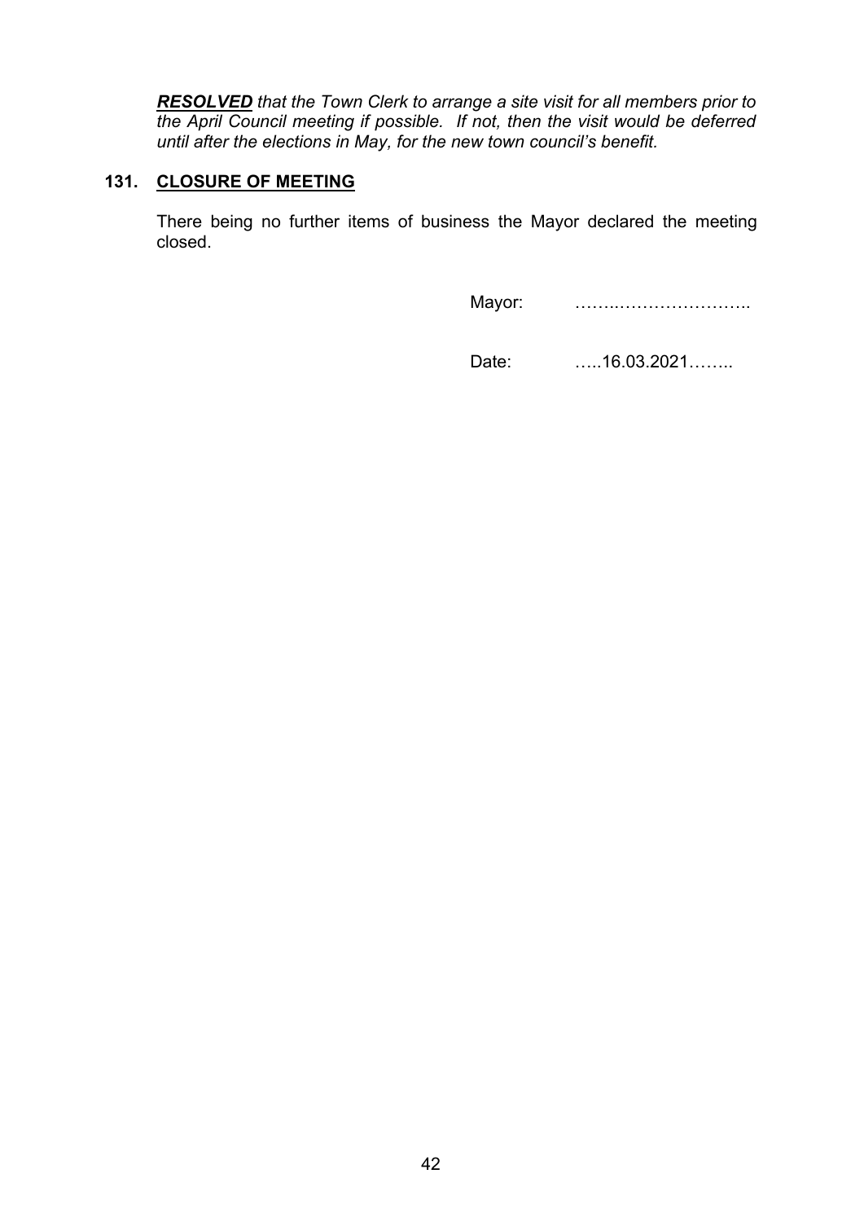***RESOLVED*** *that the Town Clerk to arrange a site visit for all members prior to the April Council meeting if possible. If not, then the visit would be deferred until after the elections in May, for the new town council's benefit.*

## 131. CLOSURE OF MEETING

There being no further items of business the Mayor declared the meeting closed.

Mayor: ……..…………………..

Date: …..16.03.2021……..